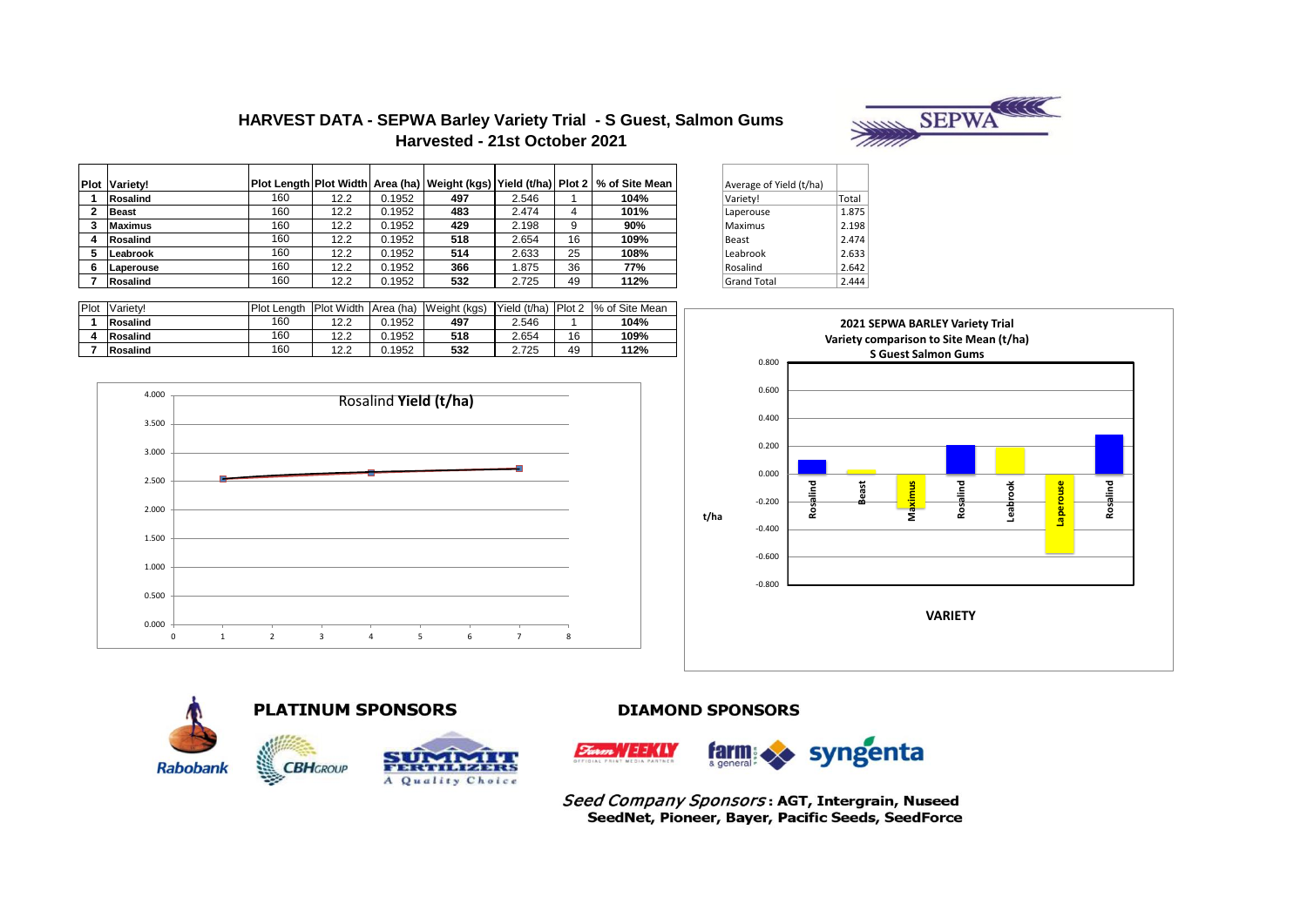# HARVEST DATA - SEPWA Barley Variety Trial - S Guest, Salmon Gums

## Harvested - 21st October 2021

SEPWA

| Plot | Variety! | Plot Length | Plot Width | Area (ha) | Weight (kgs) | Yield (t/ha) | Plot 2 | % of Site Mean |
|---|---|---|---|---|---|---|---|---|
| 1 | Rosalind | 160 | 12.2 | 0.1952 | 497 | 2.546 | 1 | 104% |
| 2 | Beast | 160 | 12.2 | 0.1952 | 483 | 2.474 | 4 | 101% |
| 3 | Maximus | 160 | 12.2 | 0.1952 | 429 | 2.198 | 9 | 90% |
| 4 | Rosalind | 160 | 12.2 | 0.1952 | 518 | 2.654 | 16 | 109% |
| 5 | Leabrook | 160 | 12.2 | 0.1952 | 514 | 2.633 | 25 | 108% |
| 6 | Laperouse | 160 | 12.2 | 0.1952 | 366 | 1.875 | 36 | 77% |
| 7 | Rosalind | 160 | 12.2 | 0.1952 | 532 | 2.725 | 49 | 112% |

| Average of Yield (t/ha) | |
|---|---|
| Variety! | Total |
| Laperouse | 1.875 |
| Maximus | 2.198 |
| Beast | 2.474 |
| Leabrook | 2.633 |
| Rosalind | 2.642 |
| Grand Total | 2.444 |

| Plot | Variety! | Plot Length | Plot Width | Area (ha) | Weight (kgs) | Yield (t/ha) | Plot 2 | % of Site Mean |
|---|---|---|---|---|---|---|---|---|
| 1 | Rosalind | 160 | 12.2 | 0.1952 | 497 | 2.546 | 1 | 104% |
| 4 | Rosalind | 160 | 12.2 | 0.1952 | 518 | 2.654 | 16 | 109% |
| 7 | Rosalind | 160 | 12.2 | 0.1952 | 532 | 2.725 | 49 | 112% |

Rosalind Yield (t/ha)

4.000
3.500
3.000
2.500
2.000
1.500
1.000
0.500
0.000

0 1 2 3 4 5 6 7 8

2021 SEPWA BARLEY Variety Trial
Variety comparison to Site Mean (t/ha)
S Guest Salmon Gums

0.800
0.600
0.400
0.200
0.000
-0.200
-0.400
-0.600
-0.800

t/ha

Rosalind Beast Maximus Rosalind Leabrook Laperouse Rosalind

VARIETY

PLATINUM SPONSORS

Rabobank CBH GROUP SUMMIT FERTILIZERS A Quality Choice

DIAMOND SPONSORS

Farm WEEKLY farm & general syngenta

*Seed Company Sponsors*: AGT, Intergrain, Nuseed SeedNet, Pioneer, Bayer, Pacific Seeds, SeedForce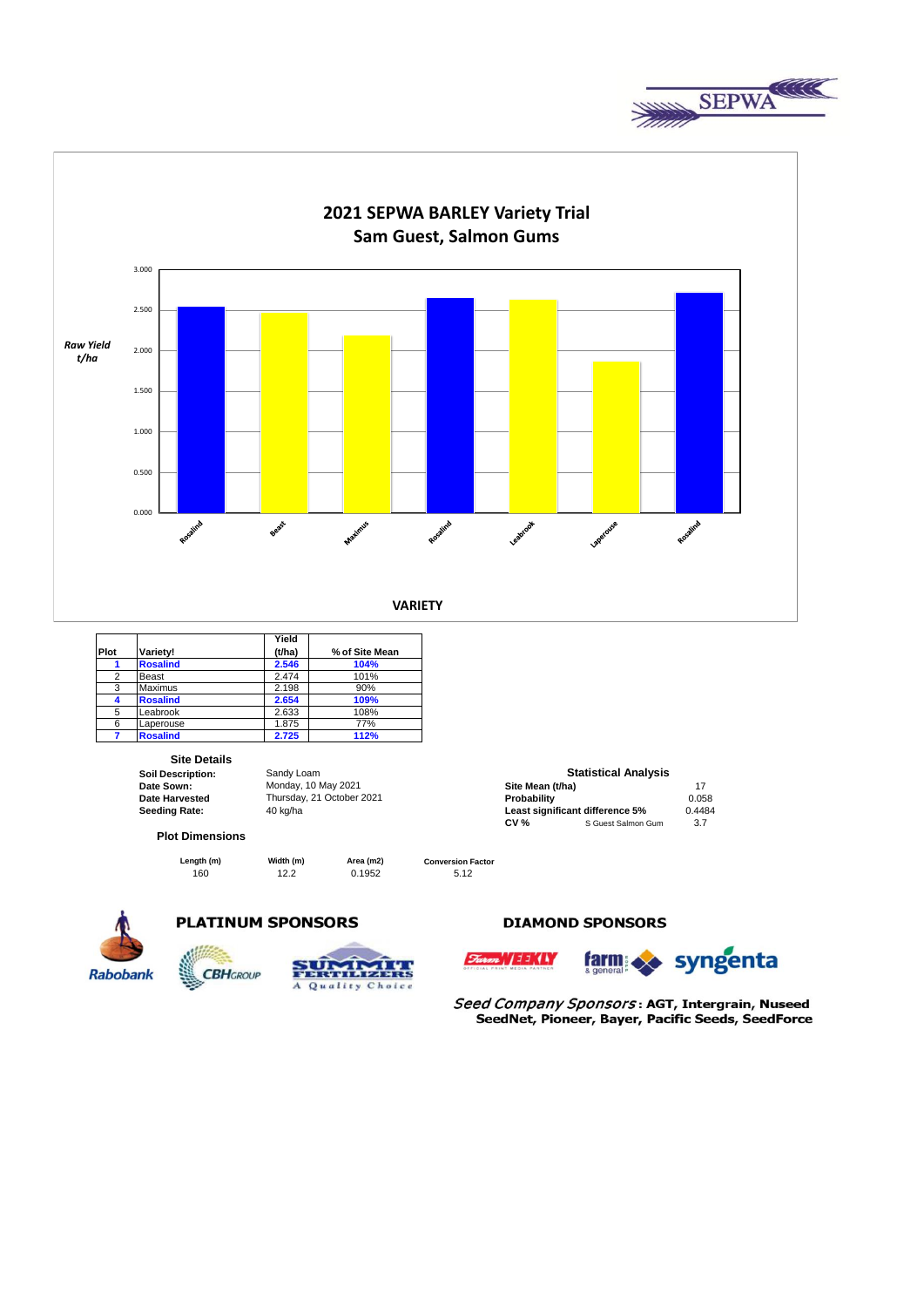# 2021 SEPWA BARLEY Variety Trial
## Sam Guest, Salmon Gums

*Raw Yield t/ha*

VARIETY

| Plot | Variety! | Yield (t/ha) | % of Site Mean |
|---|---|---|---|
| **1** | **Rosalind** | **2.546** | **104%** |
| 2 | Beast | 2.474 | 101% |
| 3 | Maximus | 2.198 | 90% |
| **4** | **Rosalind** | **2.654** | **109%** |
| 5 | Leabrook | 2.633 | 108% |
| 6 | Laperouse | 1.875 | 77% |
| **7** | **Rosalind** | **2.725** | **112%** |

### Site Details

**Soil Description:** Sandy Loam
**Date Sown:** Monday, 10 May 2021
**Date Harvested** Thursday, 21 October 2021
**Seeding Rate:** 40 kg/ha

### Statistical Analysis

| | | |
|---|---|---|
| **Site Mean (t/ha)** | | 17 |
| **Probability** | | 0.058 |
| **Least significant difference 5%** | | 0.4484 |
| **CV %** | S Guest Salmon Gum | 3.7 |

### Plot Dimensions

| Length (m) | Width (m) | Area (m2) | Conversion Factor |
|---|---|---|---|
| 160 | 12.2 | 0.1952 | 5.12 |

**PLATINUM SPONSORS**

Rabobank, CBH Group, Summit Fertilizers – A Quality Choice

**DIAMOND SPONSORS**

Farm Weekly, farm & general, syngenta

*Seed Company Sponsors*: **AGT, Intergrain, Nuseed SeedNet, Pioneer, Bayer, Pacific Seeds, SeedForce**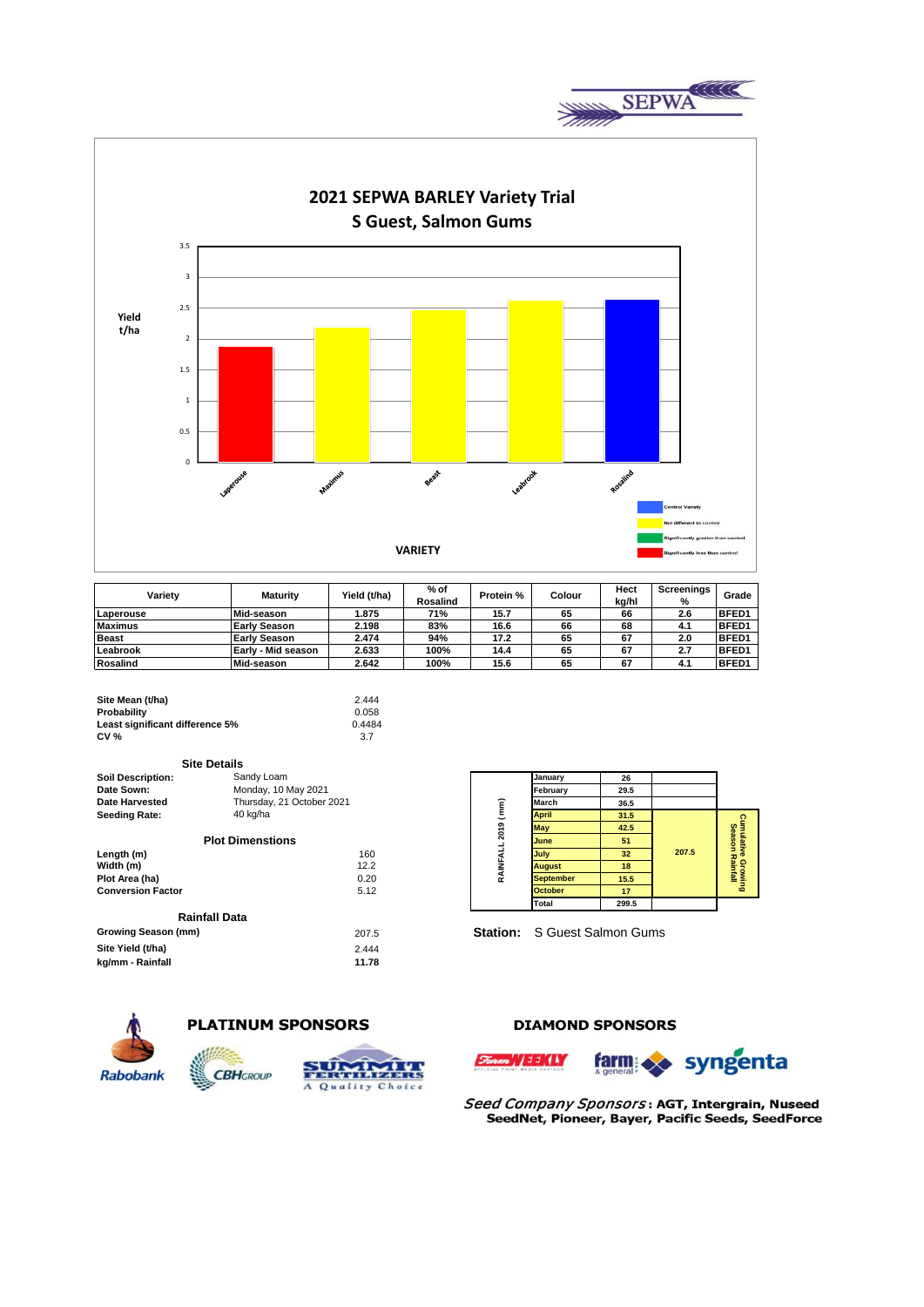SEPWA

# 2021 SEPWA BARLEY Variety Trial
## S Guest, Salmon Gums

Yield t/ha

3.5
3
2.5
2
1.5
1
0.5
0

Laperouse
Maximus
Beast
Leabrook
Rosalind

VARIETY

Control Variety
Not different to control
Significantly greater than control
Significantly less than control

| Variety | Maturity | Yield (t/ha) | % of Rosalind | Protein % | Colour | Hect kg/hl | Screenings % | Grade |
|---|---|---|---|---|---|---|---|---|
| Laperouse | Mid-season | 1.875 | 71% | 15.7 | 65 | 66 | 2.6 | BFED1 |
| Maximus | Early Season | 2.198 | 83% | 16.6 | 66 | 68 | 4.1 | BFED1 |
| Beast | Early Season | 2.474 | 94% | 17.2 | 65 | 67 | 2.0 | BFED1 |
| Leabrook | Early - Mid season | 2.633 | 100% | 14.4 | 65 | 67 | 2.7 | BFED1 |
| Rosalind | Mid-season | 2.642 | 100% | 15.6 | 65 | 67 | 4.1 | BFED1 |

| | |
|---|---|
| **Site Mean (t/ha)** | 2.444 |
| **Probability** | 0.058 |
| **Least significant difference 5%** | 0.4484 |
| **CV %** | 3.7 |

### Site Details

| | |
|---|---|
| **Soil Description:** | Sandy Loam |
| **Date Sown:** | Monday, 10 May 2021 |
| **Date Harvested** | Thursday, 21 October 2021 |
| **Seeding Rate:** | 40 kg/ha |

### Plot Dimentions

| | |
|---|---|
| **Length (m)** | 160 |
| **Width (m)** | 12.2 |
| **Plot Area (ha)** | 0.20 |
| **Conversion Factor** | 5.12 |

### Rainfall Data

| | |
|---|---|
| **Growing Season (mm)** | 207.5 |
| **Site Yield (t/ha)** | 2.444 |
| **kg/mm - Rainfall** | **11.78** |

RAINFALL 2019 ( mm)

| Month | Rainfall | Cumulative Growing Season Rainfall |
|---|---|---|
| January | 26 | |
| February | 29.5 | |
| March | 36.5 | |
| April | 31.5 | 207.5 |
| May | 42.5 | |
| June | 51 | |
| July | 32 | |
| August | 18 | |
| September | 15.5 | |
| October | 17 | |
| Total | 299.5 | |

**Station:** S Guest Salmon Gums

**PLATINUM SPONSORS**

Rabobank, CBH GROUP, SUMMIT FERTILIZERS A Quality Choice

**DIAMOND SPONSORS**

Farm WEEKLY, farm & general, syngenta

*Seed Company Sponsors*: **AGT, Intergrain, Nuseed SeedNet, Pioneer, Bayer, Pacific Seeds, SeedForce**